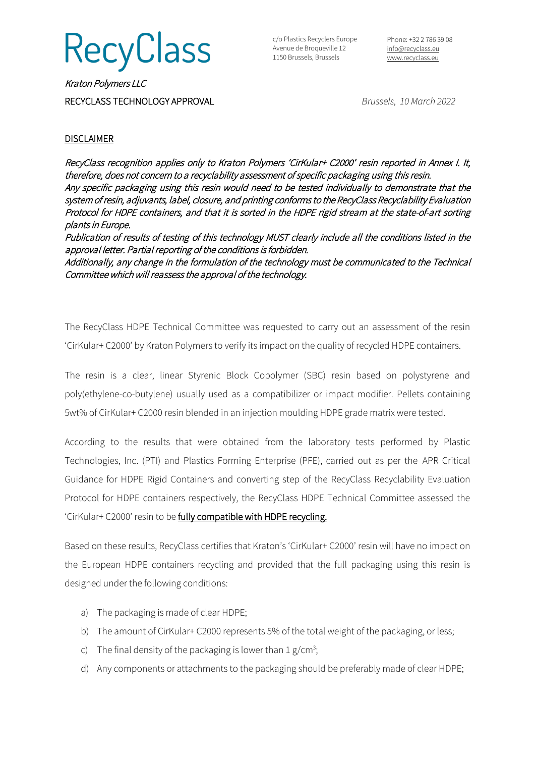# RecyClass

c/o Plastics Recyclers Europe
Avenue de Broqueville 12
1150 Brussels, Brussels

Phone: +32 2 786 39 08
info@recyclass.eu
www.recyclass.eu

*Kraton Polymers LLC*

RECYCLASS TECHNOLOGY APPROVAL

*Brussels, 10 March 2022*

## DISCLAIMER

*RecyClass recognition applies only to Kraton Polymers 'CirKular+ C2000' resin reported in Annex I. It, therefore, does not concern to a recyclability assessment of specific packaging using this resin.*
*Any specific packaging using this resin would need to be tested individually to demonstrate that the system of resin, adjuvants, label, closure, and printing conforms to the RecyClass Recyclability Evaluation Protocol for HDPE containers, and that it is sorted in the HDPE rigid stream at the state-of-art sorting plants in Europe.*
*Publication of results of testing of this technology MUST clearly include all the conditions listed in the approval letter. Partial reporting of the conditions is forbidden.*
*Additionally, any change in the formulation of the technology must be communicated to the Technical Committee which will reassess the approval of the technology.*

The RecyClass HDPE Technical Committee was requested to carry out an assessment of the resin 'CirKular+ C2000' by Kraton Polymers to verify its impact on the quality of recycled HDPE containers.

The resin is a clear, linear Styrenic Block Copolymer (SBC) resin based on polystyrene and poly(ethylene-co-butylene) usually used as a compatibilizer or impact modifier. Pellets containing 5wt% of CirKular+ C2000 resin blended in an injection moulding HDPE grade matrix were tested.

According to the results that were obtained from the laboratory tests performed by Plastic Technologies, Inc. (PTI) and Plastics Forming Enterprise (PFE), carried out as per the APR Critical Guidance for HDPE Rigid Containers and converting step of the RecyClass Recyclability Evaluation Protocol for HDPE containers respectively, the RecyClass HDPE Technical Committee assessed the 'CirKular+ C2000' resin to be **fully compatible with HDPE recycling.**

Based on these results, RecyClass certifies that Kraton's 'CirKular+ C2000' resin will have no impact on the European HDPE containers recycling and provided that the full packaging using this resin is designed under the following conditions:

a) The packaging is made of clear HDPE;
b) The amount of CirKular+ C2000 represents 5% of the total weight of the packaging, or less;
c) The final density of the packaging is lower than 1 g/cm$^3$;
d) Any components or attachments to the packaging should be preferably made of clear HDPE;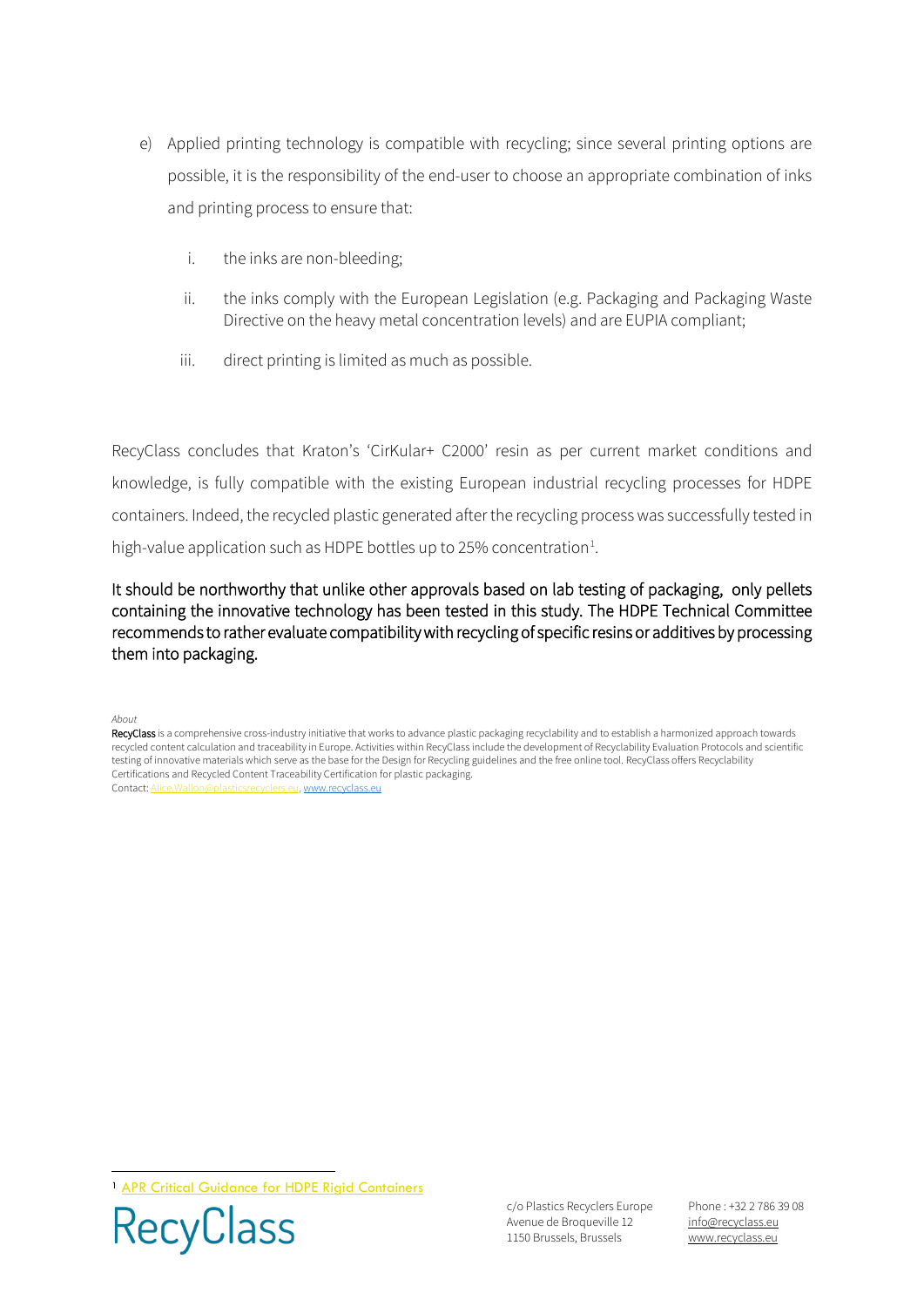e) Applied printing technology is compatible with recycling; since several printing options are possible, it is the responsibility of the end-user to choose an appropriate combination of inks and printing process to ensure that:

   i. the inks are non-bleeding;

   ii. the inks comply with the European Legislation (e.g. Packaging and Packaging Waste Directive on the heavy metal concentration levels) and are EUPIA compliant;

   iii. direct printing is limited as much as possible.

RecyClass concludes that Kraton's 'CirKular+ C2000' resin as per current market conditions and knowledge, is fully compatible with the existing European industrial recycling processes for HDPE containers. Indeed, the recycled plastic generated after the recycling process was successfully tested in high-value application such as HDPE bottles up to 25% concentration[1].

It should be northworthy that unlike other approvals based on lab testing of packaging, only pellets containing the innovative technology has been tested in this study. The HDPE Technical Committee recommends to rather evaluate compatibility with recycling of specific resins or additives by processing them into packaging.

*About*

**RecyClass** is a comprehensive cross-industry initiative that works to advance plastic packaging recyclability and to establish a harmonized approach towards recycled content calculation and traceability in Europe. Activities within RecyClass include the development of Recyclability Evaluation Protocols and scientific testing of innovative materials which serve as the base for the Design for Recycling guidelines and the free online tool. RecyClass offers Recyclability Certifications and Recycled Content Traceability Certification for plastic packaging.
Contact: Alice.Wallon@plasticsrecyclers.eu, www.recyclass.eu

[1] APR Critical Guidance for HDPE Rigid Containers

RecyClass

c/o Plastics Recyclers Europe
Avenue de Broqueville 12
1150 Brussels, Brussels

Phone : +32 2 786 39 08
info@recyclass.eu
www.recyclass.eu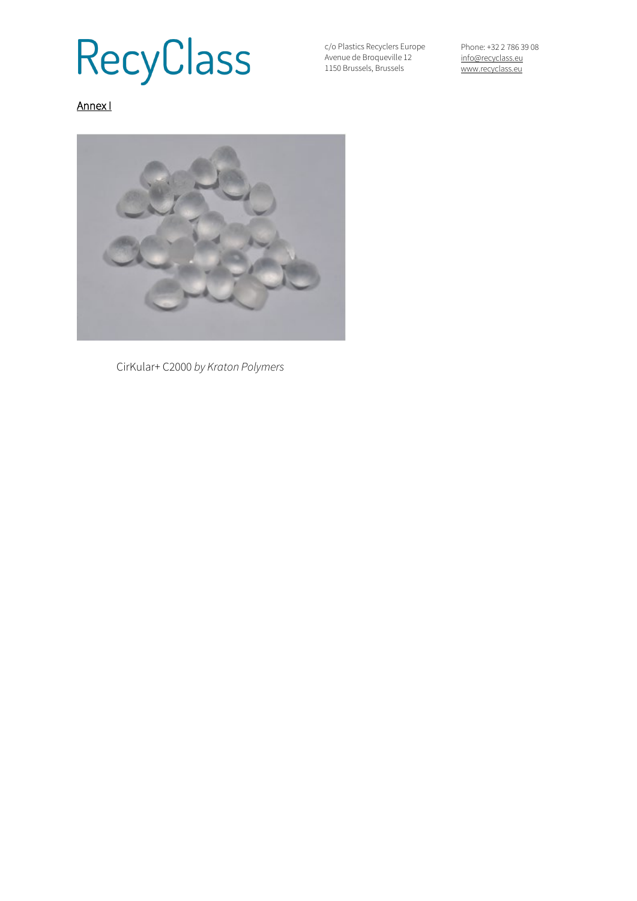Annex I

CirKular+ C2000 *by Kraton Polymers*